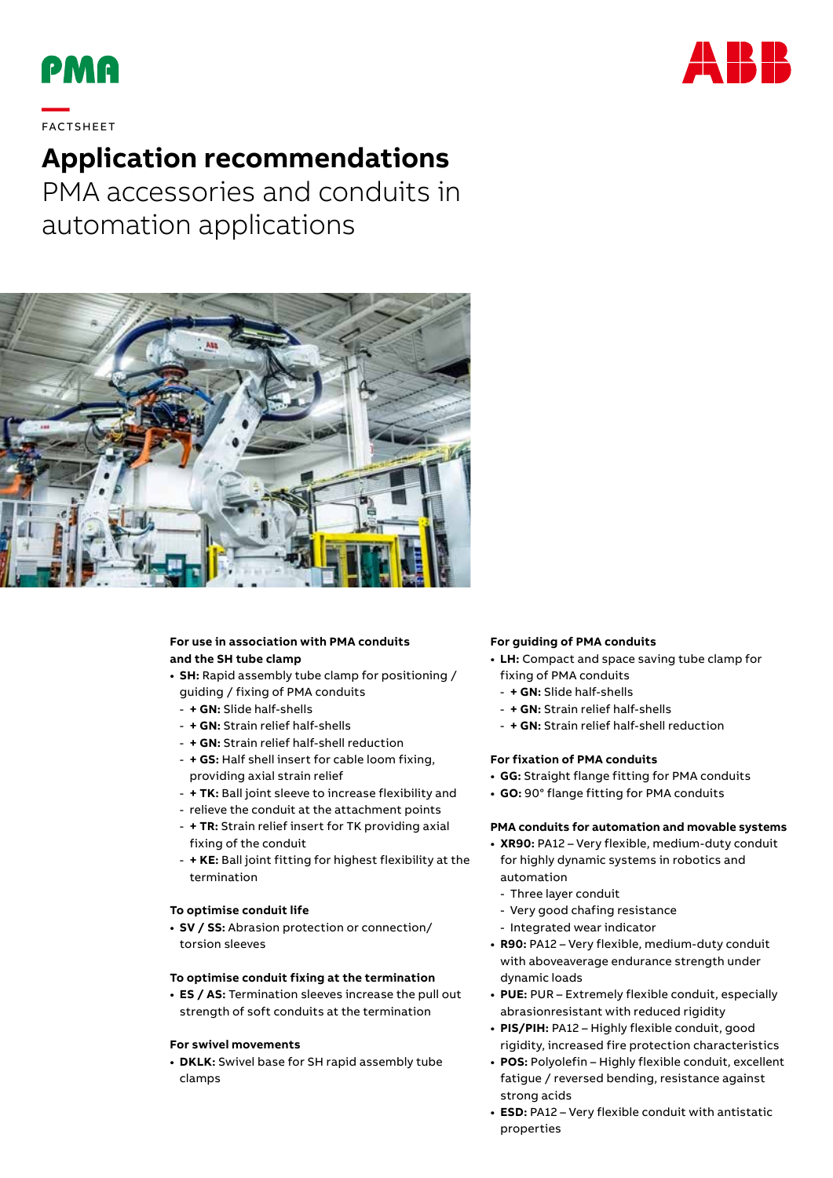PMA

FACTSHEET

# Application recommendations

## PMA accessories and conduits in automation applications

### For use in association with PMA conduits and the SH tube clamp

- **SH:** Rapid assembly tube clamp for positioning / guiding / fixing of PMA conduits
  - **+ GN:** Slide half-shells
  - **+ GN:** Strain relief half-shells
  - **+ GN:** Strain relief half-shell reduction
  - **+ GS:** Half shell insert for cable loom fixing, providing axial strain relief
  - **+ TK:** Ball joint sleeve to increase flexibility and
  - relieve the conduit at the attachment points
  - **+ TR:** Strain relief insert for TK providing axial fixing of the conduit
  - **+ KE:** Ball joint fitting for highest flexibility at the termination

### To optimise conduit life

- **SV / SS:** Abrasion protection or connection/ torsion sleeves

### To optimise conduit fixing at the termination

- **ES / AS:** Termination sleeves increase the pull out strength of soft conduits at the termination

### For swivel movements

- **DKLK:** Swivel base for SH rapid assembly tube clamps

### For guiding of PMA conduits

- **LH:** Compact and space saving tube clamp for fixing of PMA conduits
  - **+ GN:** Slide half-shells
  - **+ GN:** Strain relief half-shells
  - **+ GN:** Strain relief half-shell reduction

### For fixation of PMA conduits

- **GG:** Straight flange fitting for PMA conduits
- **GO:** 90° flange fitting for PMA conduits

### PMA conduits for automation and movable systems

- **XR90:** PA12 – Very flexible, medium-duty conduit for highly dynamic systems in robotics and automation
  - Three layer conduit
  - Very good chafing resistance
  - Integrated wear indicator
- **R90:** PA12 – Very flexible, medium-duty conduit with aboveaverage endurance strength under dynamic loads
- **PUE:** PUR – Extremely flexible conduit, especially abrasionresistant with reduced rigidity
- **PIS/PIH:** PA12 – Highly flexible conduit, good rigidity, increased fire protection characteristics
- **POS:** Polyolefin – Highly flexible conduit, excellent fatigue / reversed bending, resistance against strong acids
- **ESD:** PA12 – Very flexible conduit with antistatic properties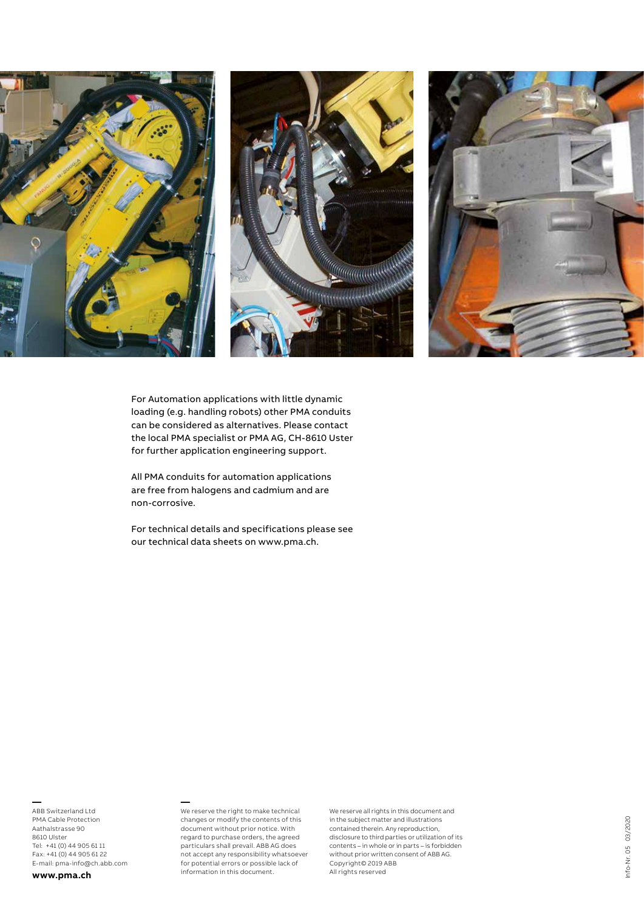For Automation applications with little dynamic loading (e.g. handling robots) other PMA conduits can be considered as alternatives. Please contact the local PMA specialist or PMA AG, CH-8610 Uster for further application engineering support.

All PMA conduits for automation applications are free from halogens and cadmium and are non-corrosive.

For technical details and specifications please see our technical data sheets on www.pma.ch.

—

ABB Switzerland Ltd
PMA Cable Protection
Aathalstrasse 90
8610 Uster
Tel: +41 (0) 44 905 61 11
Fax: +41 (0) 44 905 61 22
E-mail: pma-info@ch.abb.com

**www.pma.ch**

—

We reserve the right to make technical changes or modify the contents of this document without prior notice. With regard to purchase orders, the agreed particulars shall prevail. ABB AG does not accept any responsibility whatsoever for potential errors or possible lack of information in this document.

We reserve all rights in this document and in the subject matter and illustrations contained therein. Any reproduction, disclosure to third parties or utilization of its contents – in whole or in parts – is forbidden without prior written consent of ABB AG.
Copyright© 2019 ABB
All rights reserved

Info-Nr. 05 03/2020